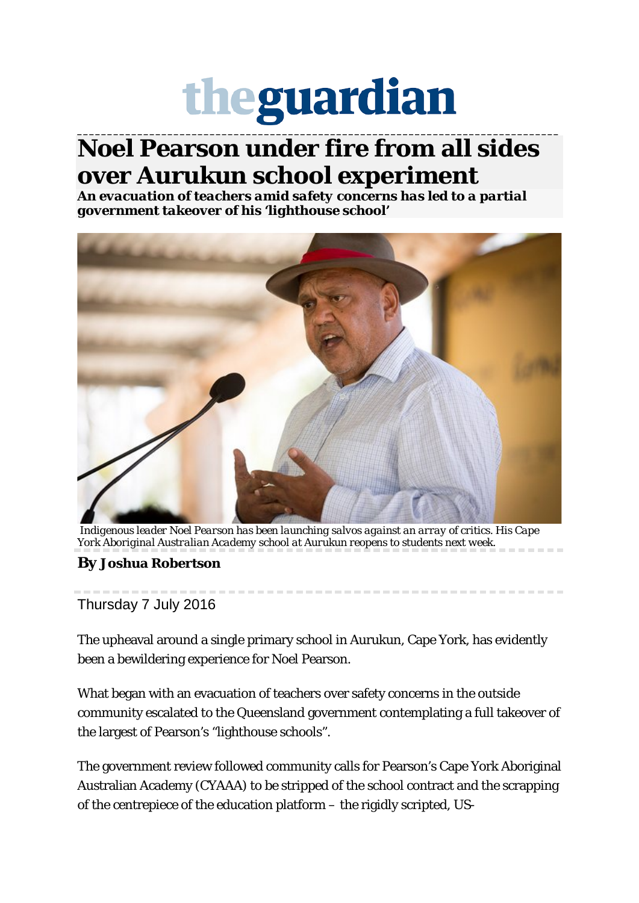# theguardian

## Noel Pearson under fire from all sides over Aurukun school experiment

***An evacuation of teachers amid safety concerns has led to a partial government takeover of his 'lighthouse school'***

*Indigenous leader Noel Pearson has been launching salvos against an array of critics. His Cape York Aboriginal Australian Academy school at Aurukun reopens to students next week.*

**By Joshua Robertson**

Thursday 7 July 2016

The upheaval around a single primary school in Aurukun, Cape York, has evidently been a bewildering experience for Noel Pearson.

What began with an evacuation of teachers over safety concerns in the outside community escalated to the Queensland government contemplating a full takeover of the largest of Pearson's "lighthouse schools".

The government review followed community calls for Pearson's Cape York Aboriginal Australian Academy (CYAAA) to be stripped of the school contract and the scrapping of the centrepiece of the education platform – the rigidly scripted, US-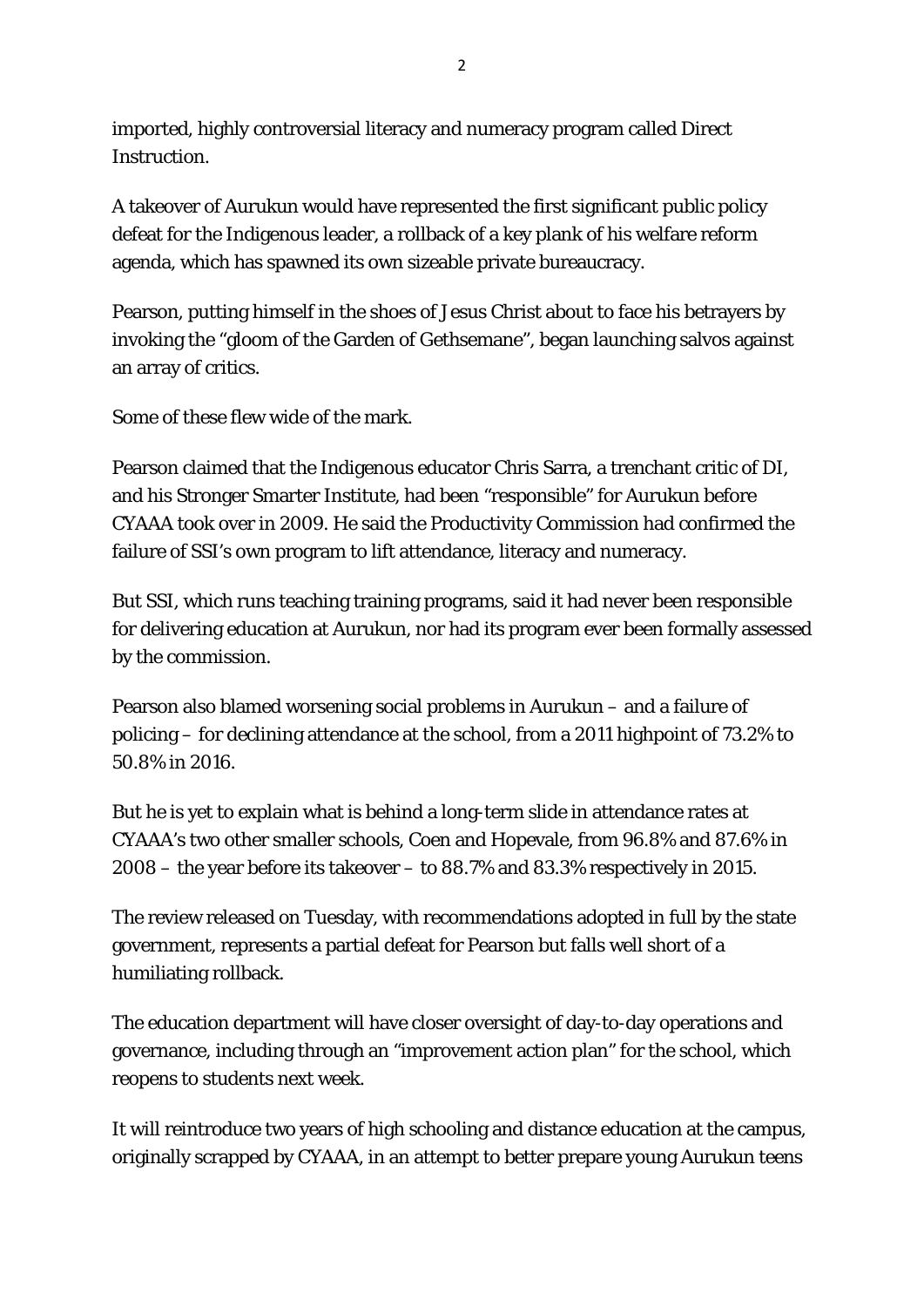imported, highly controversial literacy and numeracy program called Direct Instruction.

A takeover of Aurukun would have represented the first significant public policy defeat for the Indigenous leader, a rollback of a key plank of his welfare reform agenda, which has spawned its own sizeable private bureaucracy.

Pearson, putting himself in the shoes of Jesus Christ about to face his betrayers by invoking the "gloom of the Garden of Gethsemane", began launching salvos against an array of critics.

Some of these flew wide of the mark.

Pearson claimed that the Indigenous educator Chris Sarra, a trenchant critic of DI, and his Stronger Smarter Institute, had been "responsible" for Aurukun before CYAAA took over in 2009. He said the Productivity Commission had confirmed the failure of SSI's own program to lift attendance, literacy and numeracy.

But SSI, which runs teaching training programs, said it had never been responsible for delivering education at Aurukun, nor had its program ever been formally assessed by the commission.

Pearson also blamed worsening social problems in Aurukun – and a failure of policing – for declining attendance at the school, from a 2011 highpoint of 73.2% to 50.8% in 2016.

But he is yet to explain what is behind a long-term slide in attendance rates at CYAAA's two other smaller schools, Coen and Hopevale, from 96.8% and 87.6% in 2008 – the year before its takeover – to 88.7% and 83.3% respectively in 2015.

The review released on Tuesday, with recommendations adopted in full by the state government, represents a partial defeat for Pearson but falls well short of a humiliating rollback.

The education department will have closer oversight of day-to-day operations and governance, including through an "improvement action plan" for the school, which reopens to students next week.

It will reintroduce two years of high schooling and distance education at the campus, originally scrapped by CYAAA, in an attempt to better prepare young Aurukun teens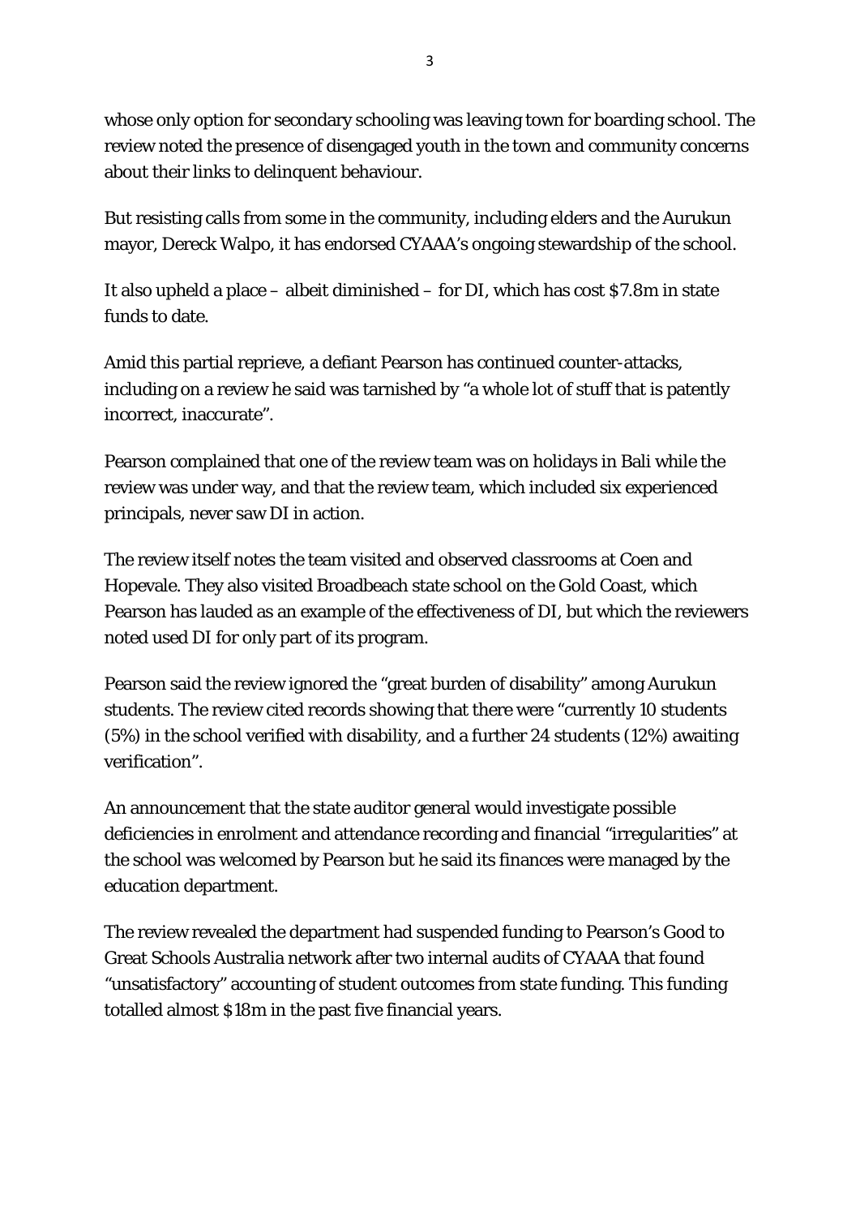whose only option for secondary schooling was leaving town for boarding school. The review noted the presence of disengaged youth in the town and community concerns about their links to delinquent behaviour.

But resisting calls from some in the community, including elders and the Aurukun mayor, Dereck Walpo, it has endorsed CYAAA's ongoing stewardship of the school.

It also upheld a place – albeit diminished – for DI, which has cost $7.8m in state funds to date.

Amid this partial reprieve, a defiant Pearson has continued counter-attacks, including on a review he said was tarnished by "a whole lot of stuff that is patently incorrect, inaccurate".

Pearson complained that one of the review team was on holidays in Bali while the review was under way, and that the review team, which included six experienced principals, never saw DI in action.

The review itself notes the team visited and observed classrooms at Coen and Hopevale. They also visited Broadbeach state school on the Gold Coast, which Pearson has lauded as an example of the effectiveness of DI, but which the reviewers noted used DI for only part of its program.

Pearson said the review ignored the "great burden of disability" among Aurukun students. The review cited records showing that there were "currently 10 students (5%) in the school verified with disability, and a further 24 students (12%) awaiting verification".

An announcement that the state auditor general would investigate possible deficiencies in enrolment and attendance recording and financial "irregularities" at the school was welcomed by Pearson but he said its finances were managed by the education department.

The review revealed the department had suspended funding to Pearson's Good to Great Schools Australia network after two internal audits of CYAAA that found "unsatisfactory" accounting of student outcomes from state funding. This funding totalled almost $18m in the past five financial years.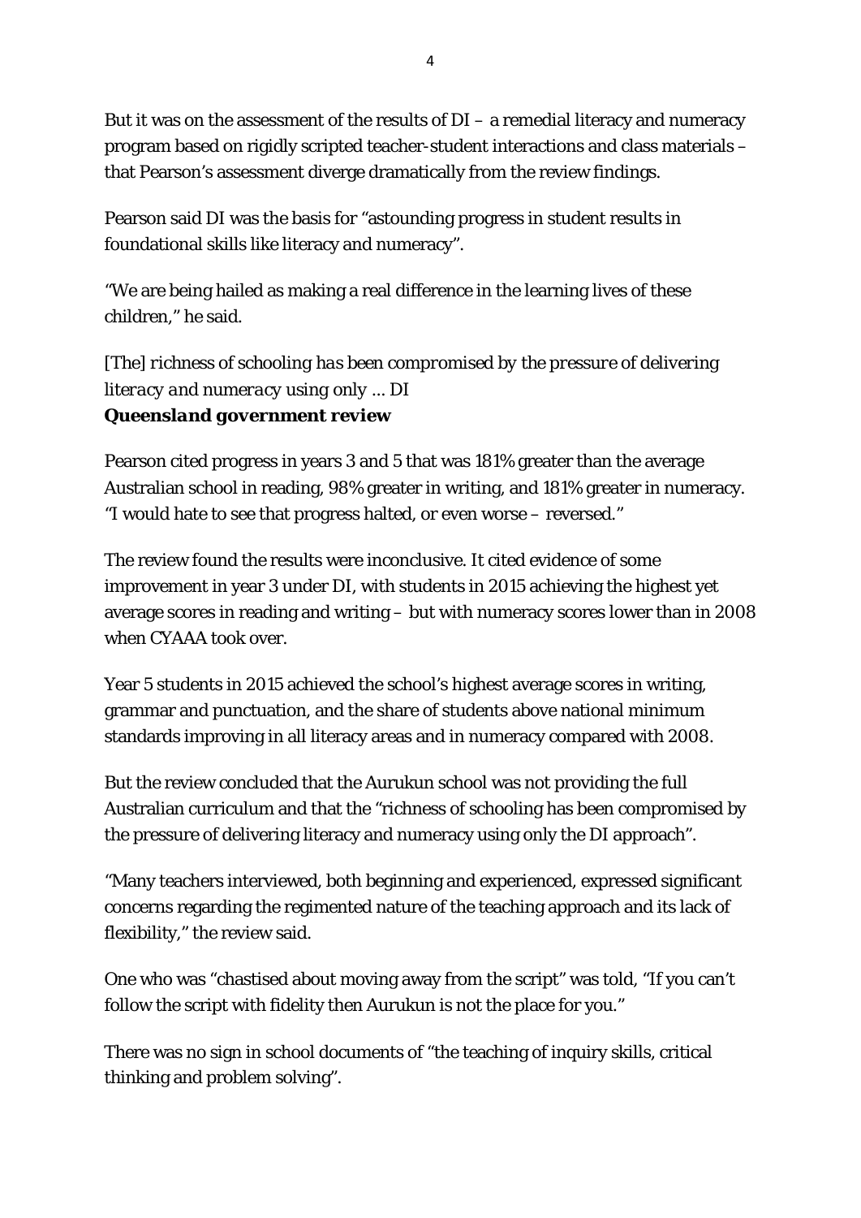But it was on the assessment of the results of DI – a remedial literacy and numeracy program based on rigidly scripted teacher-student interactions and class materials – that Pearson's assessment diverge dramatically from the review findings.

Pearson said DI was the basis for "astounding progress in student results in foundational skills like literacy and numeracy".

"We are being hailed as making a real difference in the learning lives of these children," he said.

*[The] richness of schooling has been compromised by the pressure of delivering literacy and numeracy using only ... DI*
***Queensland government review***

Pearson cited progress in years 3 and 5 that was 181% greater than the average Australian school in reading, 98% greater in writing, and 181% greater in numeracy. "I would hate to see that progress halted, or even worse – reversed."

The review found the results were inconclusive. It cited evidence of some improvement in year 3 under DI, with students in 2015 achieving the highest yet average scores in reading and writing – but with numeracy scores lower than in 2008 when CYAAA took over.

Year 5 students in 2015 achieved the school's highest average scores in writing, grammar and punctuation, and the share of students above national minimum standards improving in all literacy areas and in numeracy compared with 2008.

But the review concluded that the Aurukun school was not providing the full Australian curriculum and that the "richness of schooling has been compromised by the pressure of delivering literacy and numeracy using only the DI approach".

"Many teachers interviewed, both beginning and experienced, expressed significant concerns regarding the regimented nature of the teaching approach and its lack of flexibility," the review said.

One who was "chastised about moving away from the script" was told, "If you can't follow the script with fidelity then Aurukun is not the place for you."

There was no sign in school documents of "the teaching of inquiry skills, critical thinking and problem solving".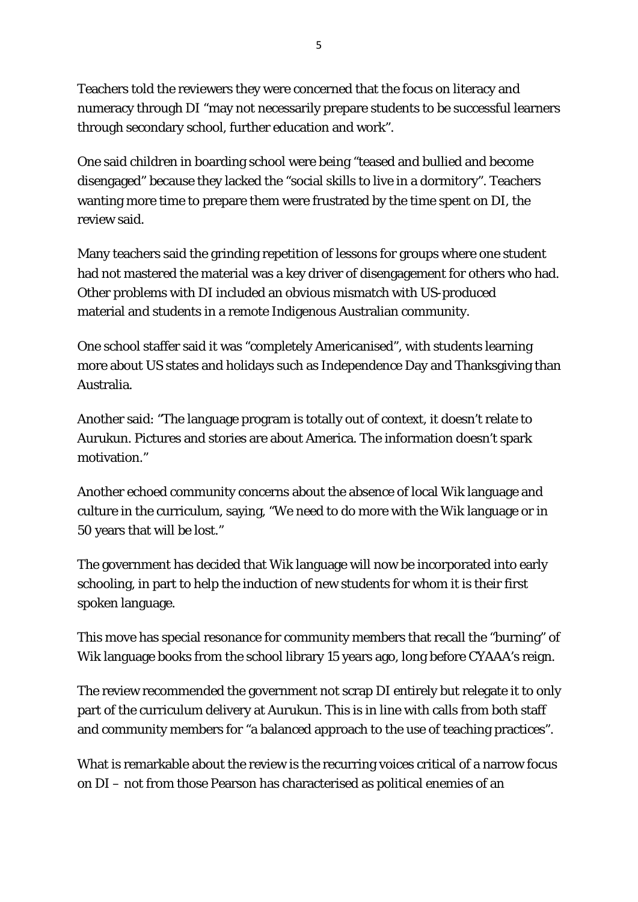Teachers told the reviewers they were concerned that the focus on literacy and numeracy through DI "may not necessarily prepare students to be successful learners through secondary school, further education and work".

One said children in boarding school were being "teased and bullied and become disengaged" because they lacked the "social skills to live in a dormitory". Teachers wanting more time to prepare them were frustrated by the time spent on DI, the review said.

Many teachers said the grinding repetition of lessons for groups where one student had not mastered the material was a key driver of disengagement for others who had. Other problems with DI included an obvious mismatch with US-produced material and students in a remote Indigenous Australian community.

One school staffer said it was "completely Americanised", with students learning more about US states and holidays such as Independence Day and Thanksgiving than Australia.

Another said: "The language program is totally out of context, it doesn't relate to Aurukun. Pictures and stories are about America. The information doesn't spark motivation."

Another echoed community concerns about the absence of local Wik language and culture in the curriculum, saying, "We need to do more with the Wik language or in 50 years that will be lost."

The government has decided that Wik language will now be incorporated into early schooling, in part to help the induction of new students for whom it is their first spoken language.

This move has special resonance for community members that recall the "burning" of Wik language books from the school library 15 years ago, long before CYAAA's reign.

The review recommended the government not scrap DI entirely but relegate it to only part of the curriculum delivery at Aurukun. This is in line with calls from both staff and community members for "a balanced approach to the use of teaching practices".

What is remarkable about the review is the recurring voices critical of a narrow focus on DI – not from those Pearson has characterised as political enemies of an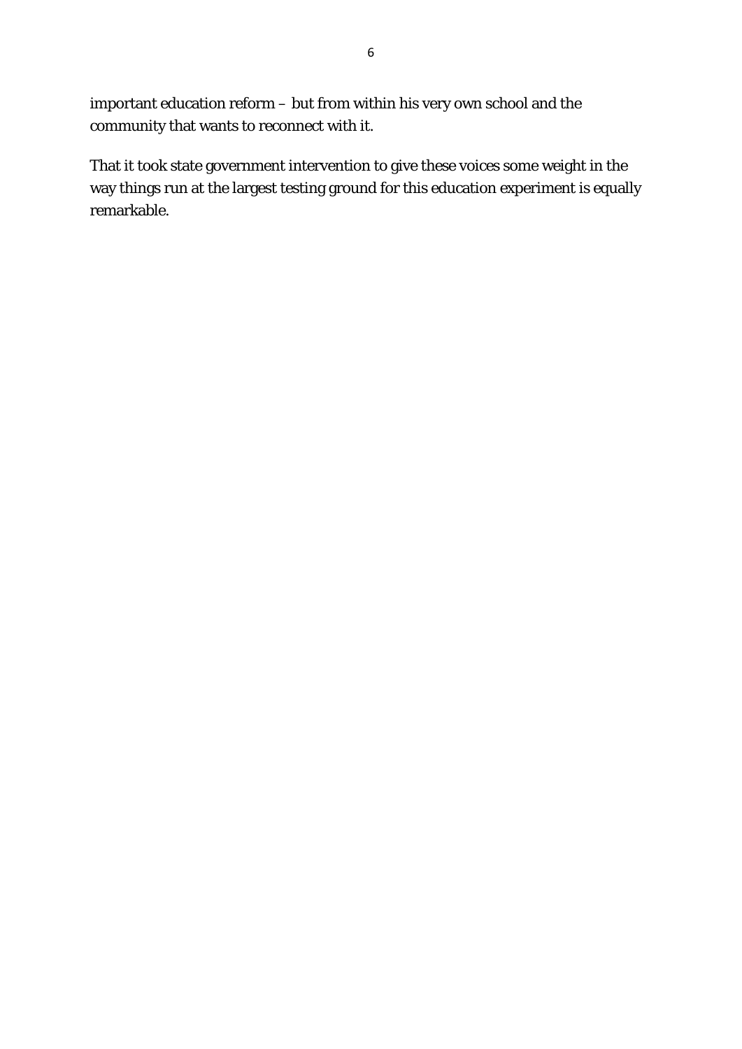important education reform – but from within his very own school and the community that wants to reconnect with it.

That it took state government intervention to give these voices some weight in the way things run at the largest testing ground for this education experiment is equally remarkable.